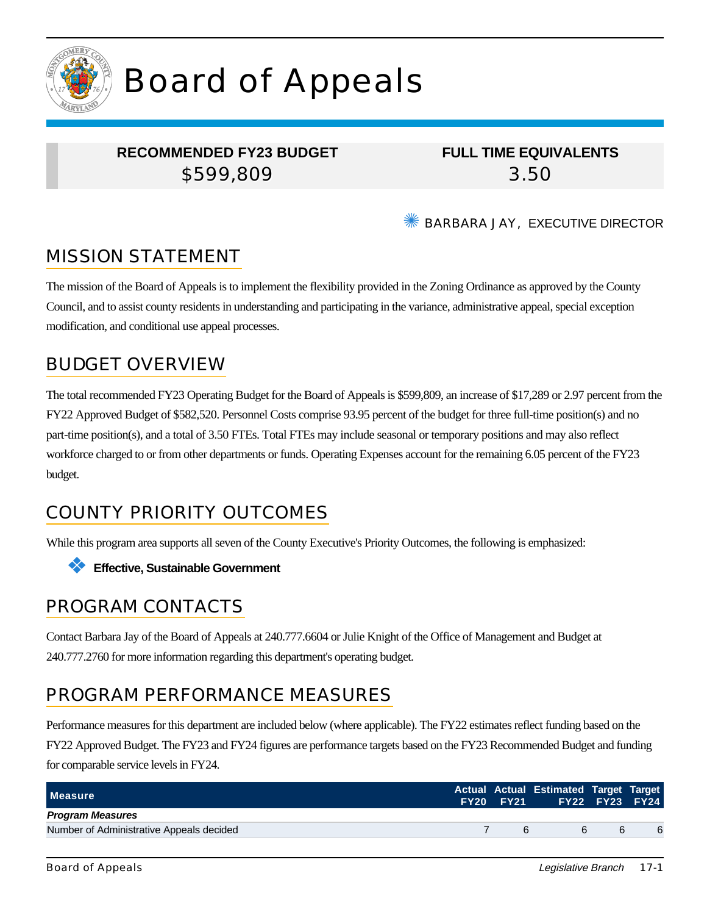# Board of Appeals

**RECOMMENDED FY23 BUDGET**
$599,809

**FULL TIME EQUIVALENTS**
3.50

BARBARA JAY, EXECUTIVE DIRECTOR

## MISSION STATEMENT

The mission of the Board of Appeals is to implement the flexibility provided in the Zoning Ordinance as approved by the County Council, and to assist county residents in understanding and participating in the variance, administrative appeal, special exception modification, and conditional use appeal processes.

## BUDGET OVERVIEW

The total recommended FY23 Operating Budget for the Board of Appeals is $599,809, an increase of $17,289 or 2.97 percent from the FY22 Approved Budget of $582,520. Personnel Costs comprise 93.95 percent of the budget for three full-time position(s) and no part-time position(s), and a total of 3.50 FTEs. Total FTEs may include seasonal or temporary positions and may also reflect workforce charged to or from other departments or funds. Operating Expenses account for the remaining 6.05 percent of the FY23 budget.

## COUNTY PRIORITY OUTCOMES

While this program area supports all seven of the County Executive's Priority Outcomes, the following is emphasized:

- **Effective, Sustainable Government**

## PROGRAM CONTACTS

Contact Barbara Jay of the Board of Appeals at 240.777.6604 or Julie Knight of the Office of Management and Budget at 240.777.2760 for more information regarding this department's operating budget.

## PROGRAM PERFORMANCE MEASURES

Performance measures for this department are included below (where applicable). The FY22 estimates reflect funding based on the FY22 Approved Budget. The FY23 and FY24 figures are performance targets based on the FY23 Recommended Budget and funding for comparable service levels in FY24.

| Measure | Actual FY20 | Actual FY21 | Estimated FY22 | Target FY23 | Target FY24 |
|---|---|---|---|---|---|
| ***Program Measures*** | | | | | |
| Number of Administrative Appeals decided | 7 | 6 | 6 | 6 | 6 |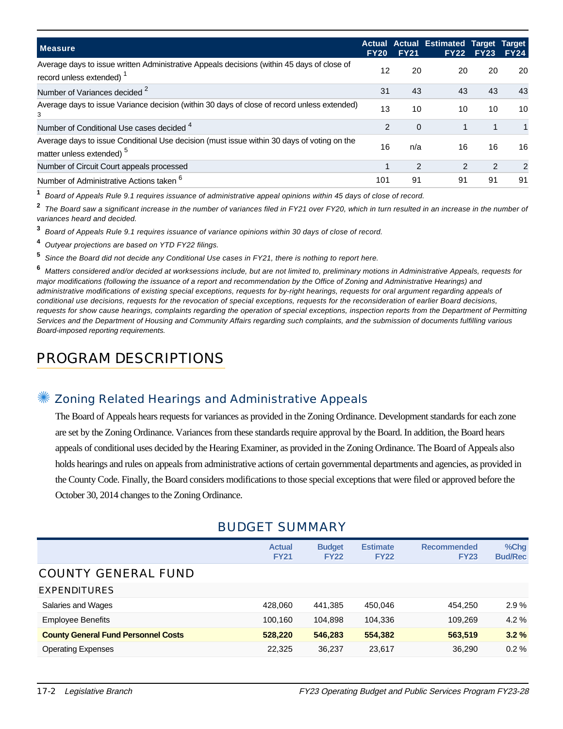| Measure | Actual FY20 | Actual FY21 | Estimated FY22 | Target FY23 | Target FY24 |
|---|---|---|---|---|---|
| Average days to issue written Administrative Appeals decisions (within 45 days of close of record unless extended) [1] | 12 | 20 | 20 | 20 | 20 |
| Number of Variances decided [2] | 31 | 43 | 43 | 43 | 43 |
| Average days to issue Variance decision (within 30 days of close of record unless extended) [3] | 13 | 10 | 10 | 10 | 10 |
| Number of Conditional Use cases decided [4] | 2 | 0 | 1 | 1 | 1 |
| Average days to issue Conditional Use decision (must issue within 30 days of voting on the matter unless extended) [5] | 16 | n/a | 16 | 16 | 16 |
| Number of Circuit Court appeals processed | 1 | 2 | 2 | 2 | 2 |
| Number of Administrative Actions taken [6] | 101 | 91 | 91 | 91 | 91 |

[1] *Board of Appeals Rule 9.1 requires issuance of administrative appeal opinions within 45 days of close of record.*

[2] *The Board saw a significant increase in the number of variances filed in FY21 over FY20, which in turn resulted in an increase in the number of variances heard and decided.*

[3] *Board of Appeals Rule 9.1 requires issuance of variance opinions within 30 days of close of record.*

[4] *Outyear projections are based on YTD FY22 filings.*

[5] *Since the Board did not decide any Conditional Use cases in FY21, there is nothing to report here.*

[6] *Matters considered and/or decided at worksessions include, but are not limited to, preliminary motions in Administrative Appeals, requests for major modifications (following the issuance of a report and recommendation by the Office of Zoning and Administrative Hearings) and administrative modifications of existing special exceptions, requests for by-right hearings, requests for oral argument regarding appeals of conditional use decisions, requests for the revocation of special exceptions, requests for the reconsideration of earlier Board decisions, requests for show cause hearings, complaints regarding the operation of special exceptions, inspection reports from the Department of Permitting Services and the Department of Housing and Community Affairs regarding such complaints, and the submission of documents fulfilling various Board-imposed reporting requirements.*

# PROGRAM DESCRIPTIONS

## Zoning Related Hearings and Administrative Appeals

The Board of Appeals hears requests for variances as provided in the Zoning Ordinance. Development standards for each zone are set by the Zoning Ordinance. Variances from these standards require approval by the Board. In addition, the Board hears appeals of conditional uses decided by the Hearing Examiner, as provided in the Zoning Ordinance. The Board of Appeals also holds hearings and rules on appeals from administrative actions of certain governmental departments and agencies, as provided in the County Code. Finally, the Board considers modifications to those special exceptions that were filed or approved before the October 30, 2014 changes to the Zoning Ordinance.

## BUDGET SUMMARY

| | Actual FY21 | Budget FY22 | Estimate FY22 | Recommended FY23 | %Chg Bud/Rec |
|---|---|---|---|---|---|
| **COUNTY GENERAL FUND** | | | | | |
| **EXPENDITURES** | | | | | |
| Salaries and Wages | 428,060 | 441,385 | 450,046 | 454,250 | 2.9 % |
| Employee Benefits | 100,160 | 104,898 | 104,336 | 109,269 | 4.2 % |
| **County General Fund Personnel Costs** | **528,220** | **546,283** | **554,382** | **563,519** | **3.2 %** |
| Operating Expenses | 22,325 | 36,237 | 23,617 | 36,290 | 0.2 % |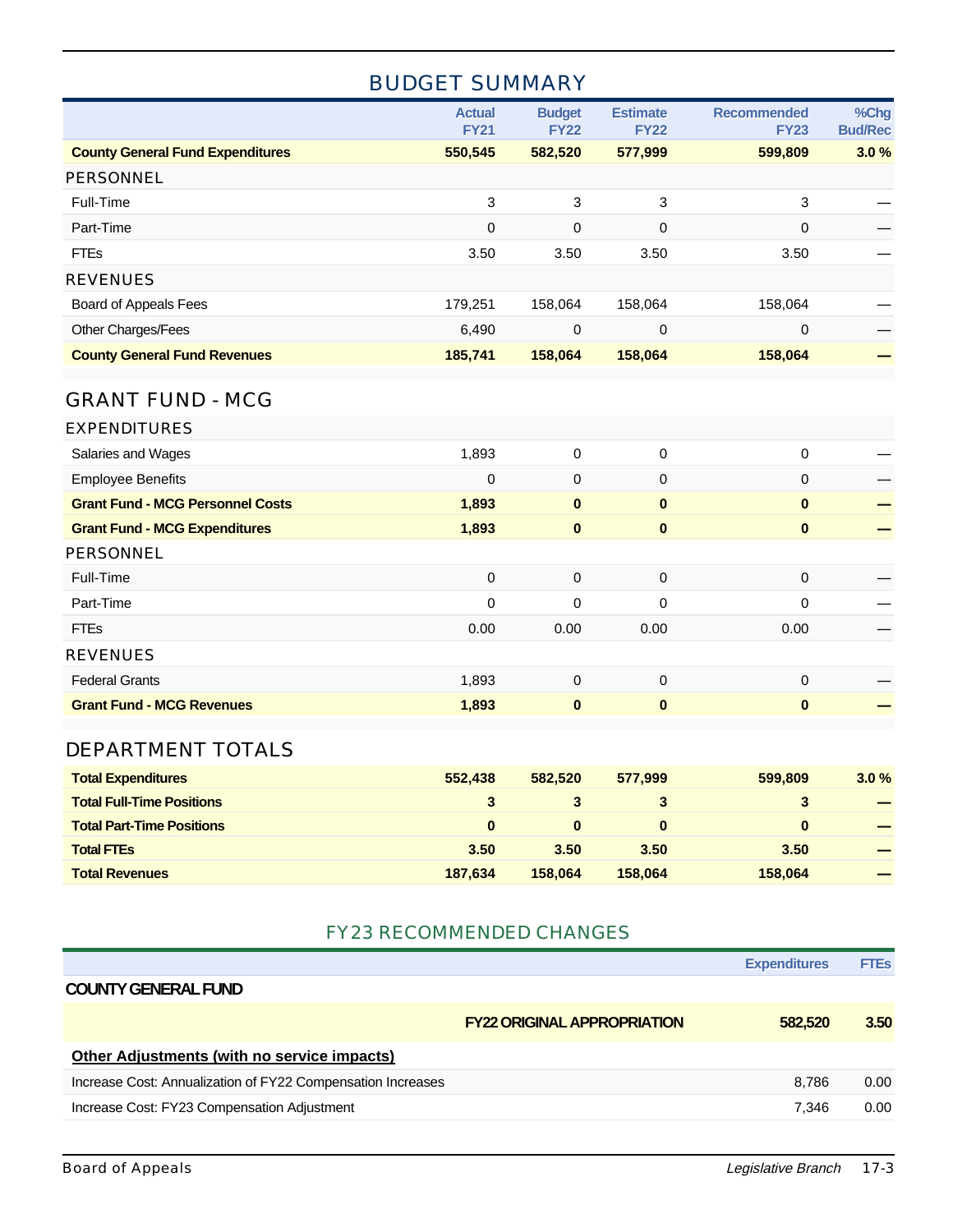## BUDGET SUMMARY

| | Actual FY21 | Budget FY22 | Estimate FY22 | Recommended FY23 | %Chg Bud/Rec |
|---|---|---|---|---|---|
| **County General Fund Expenditures** | **550,545** | **582,520** | **577,999** | **599,809** | **3.0 %** |
| PERSONNEL | | | | | |
| Full-Time | 3 | 3 | 3 | 3 | — |
| Part-Time | 0 | 0 | 0 | 0 | — |
| FTEs | 3.50 | 3.50 | 3.50 | 3.50 | — |
| REVENUES | | | | | |
| Board of Appeals Fees | 179,251 | 158,064 | 158,064 | 158,064 | — |
| Other Charges/Fees | 6,490 | 0 | 0 | 0 | — |
| **County General Fund Revenues** | **185,741** | **158,064** | **158,064** | **158,064** | **—** |

### GRANT FUND - MCG

| | Actual FY21 | Budget FY22 | Estimate FY22 | Recommended FY23 | %Chg Bud/Rec |
|---|---|---|---|---|---|
| EXPENDITURES | | | | | |
| Salaries and Wages | 1,893 | 0 | 0 | 0 | — |
| Employee Benefits | 0 | 0 | 0 | 0 | — |
| **Grant Fund - MCG Personnel Costs** | **1,893** | **0** | **0** | **0** | **—** |
| **Grant Fund - MCG Expenditures** | **1,893** | **0** | **0** | **0** | **—** |
| PERSONNEL | | | | | |
| Full-Time | 0 | 0 | 0 | 0 | — |
| Part-Time | 0 | 0 | 0 | 0 | — |
| FTEs | 0.00 | 0.00 | 0.00 | 0.00 | — |
| REVENUES | | | | | |
| Federal Grants | 1,893 | 0 | 0 | 0 | — |
| **Grant Fund - MCG Revenues** | **1,893** | **0** | **0** | **0** | **—** |

### DEPARTMENT TOTALS

| | Actual FY21 | Budget FY22 | Estimate FY22 | Recommended FY23 | %Chg Bud/Rec |
|---|---|---|---|---|---|
| **Total Expenditures** | **552,438** | **582,520** | **577,999** | **599,809** | **3.0 %** |
| **Total Full-Time Positions** | **3** | **3** | **3** | **3** | **—** |
| **Total Part-Time Positions** | **0** | **0** | **0** | **0** | **—** |
| **Total FTEs** | **3.50** | **3.50** | **3.50** | **3.50** | **—** |
| **Total Revenues** | **187,634** | **158,064** | **158,064** | **158,064** | **—** |

## FY23 RECOMMENDED CHANGES

| | Expenditures | FTEs |
|---|---|---|
| **COUNTY GENERAL FUND** | | |
| **FY22 ORIGINAL APPROPRIATION** | **582,520** | **3.50** |
| **Other Adjustments (with no service impacts)** | | |
| Increase Cost: Annualization of FY22 Compensation Increases | 8,786 | 0.00 |
| Increase Cost: FY23 Compensation Adjustment | 7,346 | 0.00 |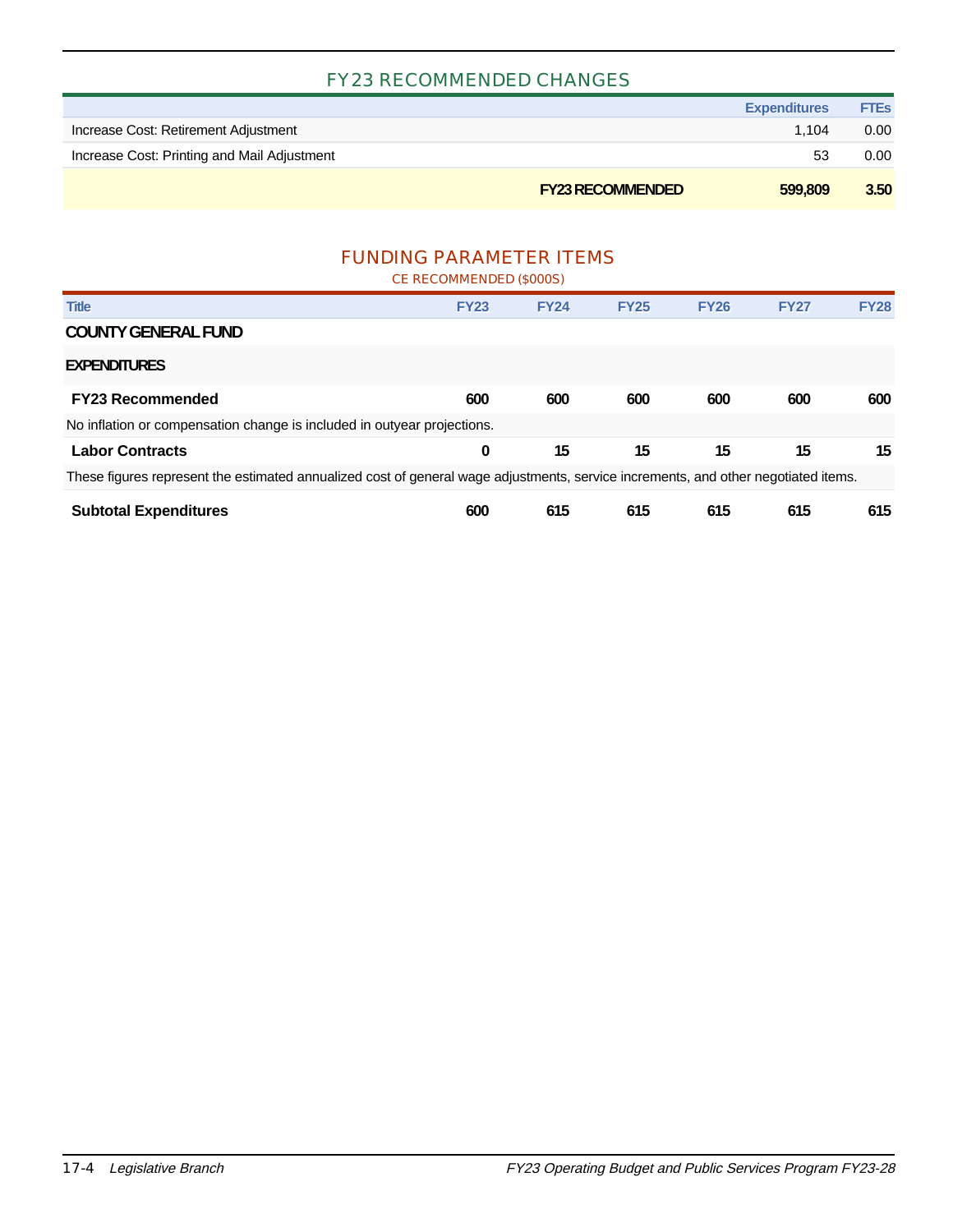## FY23 RECOMMENDED CHANGES

| | Expenditures | FTEs |
|---|---|---|
| Increase Cost: Retirement Adjustment | 1,104 | 0.00 |
| Increase Cost: Printing and Mail Adjustment | 53 | 0.00 |
| **FY23 RECOMMENDED** | **599,809** | **3.50** |

## FUNDING PARAMETER ITEMS

CE RECOMMENDED ($000S)

| Title | FY23 | FY24 | FY25 | FY26 | FY27 | FY28 |
|---|---|---|---|---|---|---|
| **COUNTY GENERAL FUND** | | | | | | |
| **EXPENDITURES** | | | | | | |
| **FY23 Recommended** | **600** | **600** | **600** | **600** | **600** | **600** |
| No inflation or compensation change is included in outyear projections. | | | | | | |
| **Labor Contracts** | **0** | **15** | **15** | **15** | **15** | **15** |
| These figures represent the estimated annualized cost of general wage adjustments, service increments, and other negotiated items. | | | | | | |
| **Subtotal Expenditures** | **600** | **615** | **615** | **615** | **615** | **615** |